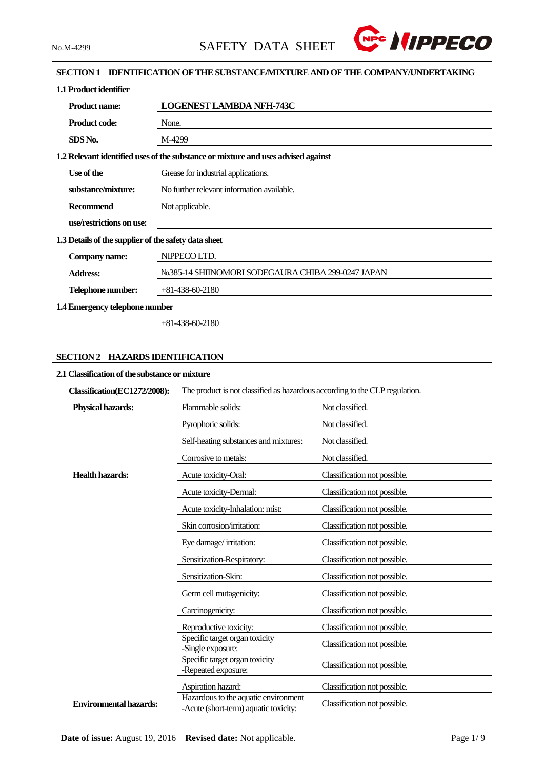## SECTION 1 IDENTIFICATION OF THE SUBSTANCE/MIXTURE AND OF THE COMPANY/UNDERTAKING

### 1.1 Product identifier

| | |
|---|---|
| **Product name:** | **LOGENEST LAMBDA NFH-743C** |
| **Product code:** | None. |
| **SDS No.** | M-4299 |

### 1.2 Relevant identified uses of the substance or mixture and uses advised against

| | |
|---|---|
| **Use of the substance/mixture:** | Grease for industrial applications.<br>No further relevant information available. |
| **Recommend use/restrictions on use:** | Not applicable. |

### 1.3 Details of the supplier of the safety data sheet

| | |
|---|---|
| **Company name:** | NIPPECO LTD. |
| **Address:** | №385-14 SHIINOMORI SODEGAURA CHIBA 299-0247 JAPAN |
| **Telephone number:** | +81-438-60-2180 |

### 1.4 Emergency telephone number

+81-438-60-2180

## SECTION 2 HAZARDS IDENTIFICATION

### 2.1 Classification of the substance or mixture

| | | |
|---|---|---|
| **Classification(EC1272/2008):** | The product is not classified as hazardous according to the CLP regulation. | |
| **Physical hazards:** | Flammable solids: | Not classified. |
| | Pyrophoric solids: | Not classified. |
| | Self-heating substances and mixtures: | Not classified. |
| | Corrosive to metals: | Not classified. |
| **Health hazards:** | Acute toxicity-Oral: | Classification not possible. |
| | Acute toxicity-Dermal: | Classification not possible. |
| | Acute toxicity-Inhalation: mist: | Classification not possible. |
| | Skin corrosion/irritation: | Classification not possible. |
| | Eye damage/ irritation: | Classification not possible. |
| | Sensitization-Respiratory: | Classification not possible. |
| | Sensitization-Skin: | Classification not possible. |
| | Germ cell mutagenicity: | Classification not possible. |
| | Carcinogenicity: | Classification not possible. |
| | Reproductive toxicity: | Classification not possible. |
| | Specific target organ toxicity -Single exposure: | Classification not possible. |
| | Specific target organ toxicity -Repeated exposure: | Classification not possible. |
| | Aspiration hazard: | Classification not possible. |
| **Environmental hazards:** | Hazardous to the aquatic environment -Acute (short-term) aquatic toxicity: | Classification not possible. |

**Date of issue:** August 19, 2016 **Revised date:** Not applicable.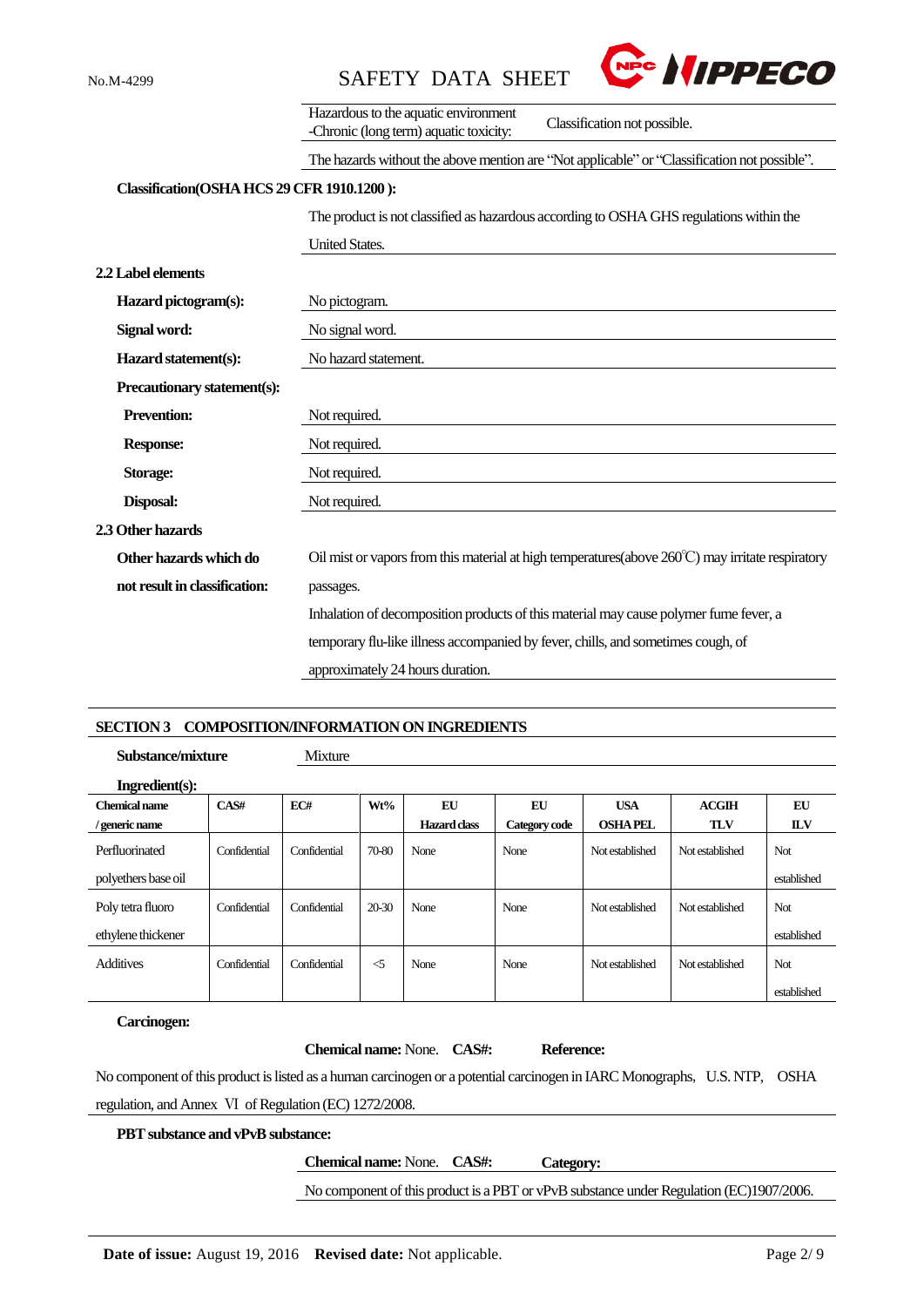| | |
|---|---|
| Hazardous to the aquatic environment -Chronic (long term) aquatic toxicity: | Classification not possible. |

The hazards without the above mention are "Not applicable" or "Classification not possible".

**Classification(OSHA HCS 29 CFR 1910.1200 ):**

The product is not classified as hazardous according to OSHA GHS regulations within the United States.

**2.2 Label elements**

| | |
|---|---|
| **Hazard pictogram(s):** | No pictogram. |
| **Signal word:** | No signal word. |
| **Hazard statement(s):** | No hazard statement. |
| **Precautionary statement(s):** | |
| **Prevention:** | Not required. |
| **Response:** | Not required. |
| **Storage:** | Not required. |
| **Disposal:** | Not required. |

**2.3 Other hazards**

**Other hazards which do not result in classification:**

Oil mist or vapors from this material at high temperatures(above 260℃) may irritate respiratory passages.

Inhalation of decomposition products of this material may cause polymer fume fever, a temporary flu-like illness accompanied by fever, chills, and sometimes cough, of approximately 24 hours duration.

## SECTION 3 COMPOSITION/INFORMATION ON INGREDIENTS

**Substance/mixture** Mixture

**Ingredient(s):**

| Chemical name / generic name | CAS# | EC# | Wt% | EU Hazard class | EU Category code | USA OSHA PEL | ACGIH TLV | EU ILV |
|---|---|---|---|---|---|---|---|---|
| Perfluorinated polyethers base oil | Confidential | Confidential | 70-80 | None | None | Not established | Not established | Not established |
| Poly tetra fluoro ethylene thickener | Confidential | Confidential | 20-30 | None | None | Not established | Not established | Not established |
| Additives | Confidential | Confidential | <5 | None | None | Not established | Not established | Not established |

**Carcinogen:**

**Chemical name:** None. **CAS#:** **Reference:**

No component of this product is listed as a human carcinogen or a potential carcinogen in IARC Monographs, U.S. NTP, OSHA regulation, and Annex Ⅵ of Regulation (EC) 1272/2008.

**PBT substance and vPvB substance:**

**Chemical name:** None. **CAS#:** **Category:**

No component of this product is a PBT or vPvB substance under Regulation (EC)1907/2006.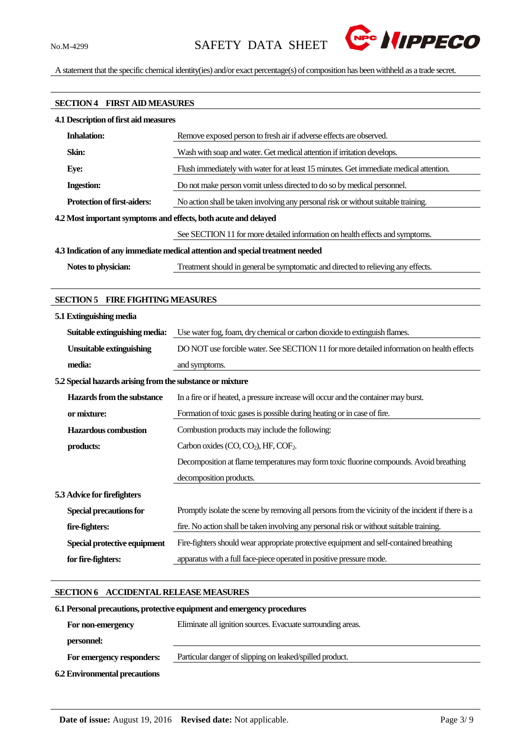A statement that the specific chemical identity(ies) and/or exact percentage(s) of composition has been withheld as a trade secret.

## SECTION 4 FIRST AID MEASURES

### 4.1 Description of first aid measures

| | |
|---|---|
| **Inhalation:** | Remove exposed person to fresh air if adverse effects are observed. |
| **Skin:** | Wash with soap and water. Get medical attention if irritation develops. |
| **Eye:** | Flush immediately with water for at least 15 minutes. Get immediate medical attention. |
| **Ingestion:** | Do not make person vomit unless directed to do so by medical personnel. |
| **Protection of first-aiders:** | No action shall be taken involving any personal risk or without suitable training. |

### 4.2 Most important symptoms and effects, both acute and delayed

See SECTION 11 for more detailed information on health effects and symptoms.

### 4.3 Indication of any immediate medical attention and special treatment needed

| | |
|---|---|
| **Notes to physician:** | Treatment should in general be symptomatic and directed to relieving any effects. |

## SECTION 5 FIRE FIGHTING MEASURES

### 5.1 Extinguishing media

| | |
|---|---|
| **Suitable extinguishing media:** | Use water fog, foam, dry chemical or carbon dioxide to extinguish flames. |
| **Unsuitable extinguishing media:** | DO NOT use forcible water. See SECTION 11 for more detailed information on health effects and symptoms. |

### 5.2 Special hazards arising from the substance or mixture

| | |
|---|---|
| **Hazards from the substance or mixture:** | In a fire or if heated, a pressure increase will occur and the container may burst.<br>Formation of toxic gases is possible during heating or in case of fire. |
| **Hazardous combustion products:** | Combustion products may include the following:<br>Carbon oxides ($CO$, $CO_2$), HF, $COF_2$.<br>Decomposition at flame temperatures may form toxic fluorine compounds. Avoid breathing decomposition products. |

### 5.3 Advice for firefighters

| | |
|---|---|
| **Special precautions for fire-fighters:** | Promptly isolate the scene by removing all persons from the vicinity of the incident if there is a fire. No action shall be taken involving any personal risk or without suitable training. |
| **Special protective equipment for fire-fighters:** | Fire-fighters should wear appropriate protective equipment and self-contained breathing apparatus with a full face-piece operated in positive pressure mode. |

## SECTION 6 ACCIDENTAL RELEASE MEASURES

### 6.1 Personal precautions, protective equipment and emergency procedures

| | |
|---|---|
| **For non-emergency personnel:** | Eliminate all ignition sources. Evacuate surrounding areas. |
| **For emergency responders:** | Particular danger of slipping on leaked/spilled product. |

### 6.2 Environmental precautions

**Date of issue:** August 19, 2016 **Revised date:** Not applicable.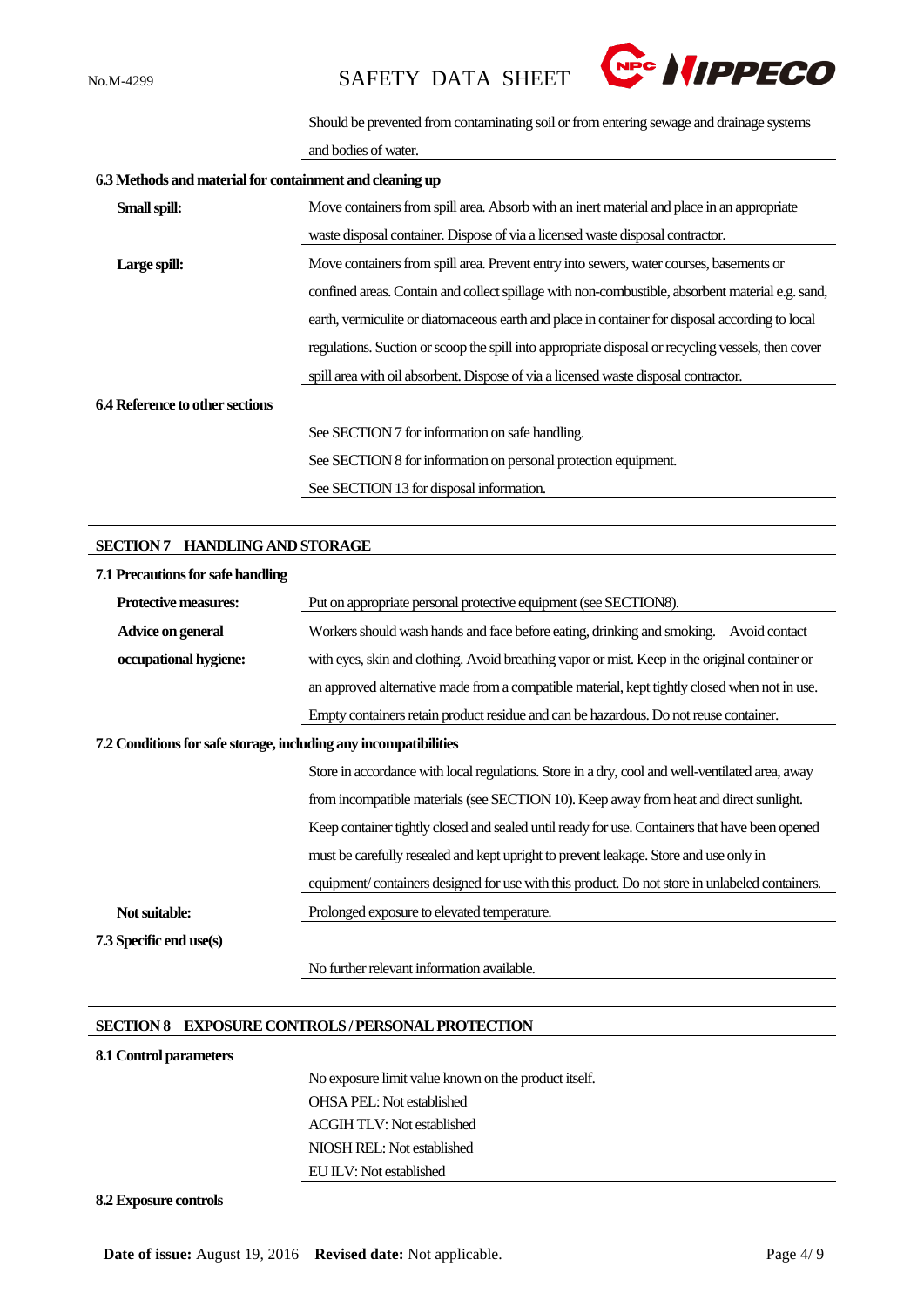Should be prevented from contaminating soil or from entering sewage and drainage systems and bodies of water.

**6.3 Methods and material for containment and cleaning up**

**Small spill:** Move containers from spill area. Absorb with an inert material and place in an appropriate waste disposal container. Dispose of via a licensed waste disposal contractor.

**Large spill:** Move containers from spill area. Prevent entry into sewers, water courses, basements or confined areas. Contain and collect spillage with non-combustible, absorbent material e.g. sand, earth, vermiculite or diatomaceous earth and place in container for disposal according to local regulations. Suction or scoop the spill into appropriate disposal or recycling vessels, then cover spill area with oil absorbent. Dispose of via a licensed waste disposal contractor.

**6.4 Reference to other sections**

See SECTION 7 for information on safe handling.
See SECTION 8 for information on personal protection equipment.
See SECTION 13 for disposal information.

## SECTION 7 HANDLING AND STORAGE

**7.1 Precautions for safe handling**

**Protective measures:** Put on appropriate personal protective equipment (see SECTION8).

**Advice on general occupational hygiene:** Workers should wash hands and face before eating, drinking and smoking. Avoid contact with eyes, skin and clothing. Avoid breathing vapor or mist. Keep in the original container or an approved alternative made from a compatible material, kept tightly closed when not in use. Empty containers retain product residue and can be hazardous. Do not reuse container.

**7.2 Conditions for safe storage, including any incompatibilities**

Store in accordance with local regulations. Store in a dry, cool and well-ventilated area, away from incompatible materials (see SECTION 10). Keep away from heat and direct sunlight. Keep container tightly closed and sealed until ready for use. Containers that have been opened must be carefully resealed and kept upright to prevent leakage. Store and use only in equipment/ containers designed for use with this product. Do not store in unlabeled containers.

**Not suitable:** Prolonged exposure to elevated temperature.

**7.3 Specific end use(s)**

No further relevant information available.

## SECTION 8 EXPOSURE CONTROLS / PERSONAL PROTECTION

**8.1 Control parameters**

No exposure limit value known on the product itself.
OHSA PEL: Not established
ACGIH TLV: Not established
NIOSH REL: Not established
EU ILV: Not established

**8.2 Exposure controls**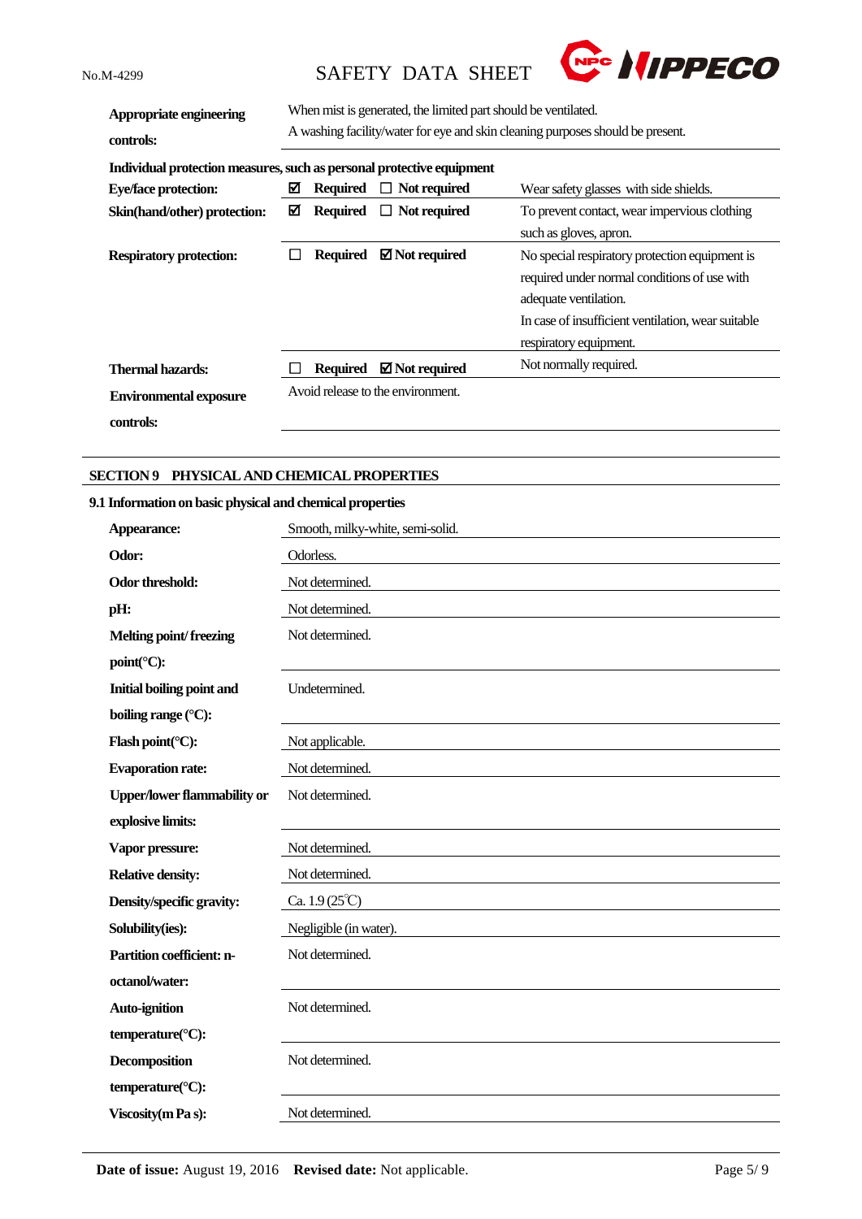| | |
|---|---|
| **Appropriate engineering controls:** | When mist is generated, the limited part should be ventilated.<br>A washing facility/water for eye and skin cleaning purposes should be present. |

**Individual protection measures, such as personal protective equipment**

| | | |
|---|---|---|
| **Eye/face protection:** | ☑ **Required** ☐ **Not required** | Wear safety glasses with side shields. |
| **Skin(hand/other) protection:** | ☑ **Required** ☐ **Not required** | To prevent contact, wear impervious clothing such as gloves, apron. |
| **Respiratory protection:** | ☐ **Required** ☑ **Not required** | No special respiratory protection equipment is required under normal conditions of use with adequate ventilation.<br>In case of insufficient ventilation, wear suitable respiratory equipment. |
| **Thermal hazards:** | ☐ **Required** ☑ **Not required** | Not normally required. |
| **Environmental exposure controls:** | Avoid release to the environment. | |

## SECTION 9 PHYSICAL AND CHEMICAL PROPERTIES

### 9.1 Information on basic physical and chemical properties

| | |
|---|---|
| **Appearance:** | Smooth, milky-white, semi-solid. |
| **Odor:** | Odorless. |
| **Odor threshold:** | Not determined. |
| **pH:** | Not determined. |
| **Melting point/ freezing point(°C):** | Not determined. |
| **Initial boiling point and boiling range (°C):** | Undetermined. |
| **Flash point(°C):** | Not applicable. |
| **Evaporation rate:** | Not determined. |
| **Upper/lower flammability or explosive limits:** | Not determined. |
| **Vapor pressure:** | Not determined. |
| **Relative density:** | Not determined. |
| **Density/specific gravity:** | Ca. 1.9 (25℃) |
| **Solubility(ies):** | Negligible (in water). |
| **Partition coefficient: n-octanol/water:** | Not determined. |
| **Auto-ignition temperature(°C):** | Not determined. |
| **Decomposition temperature(°C):** | Not determined. |
| **Viscosity(m Pa s):** | Not determined. |

**Date of issue:** August 19, 2016 **Revised date:** Not applicable.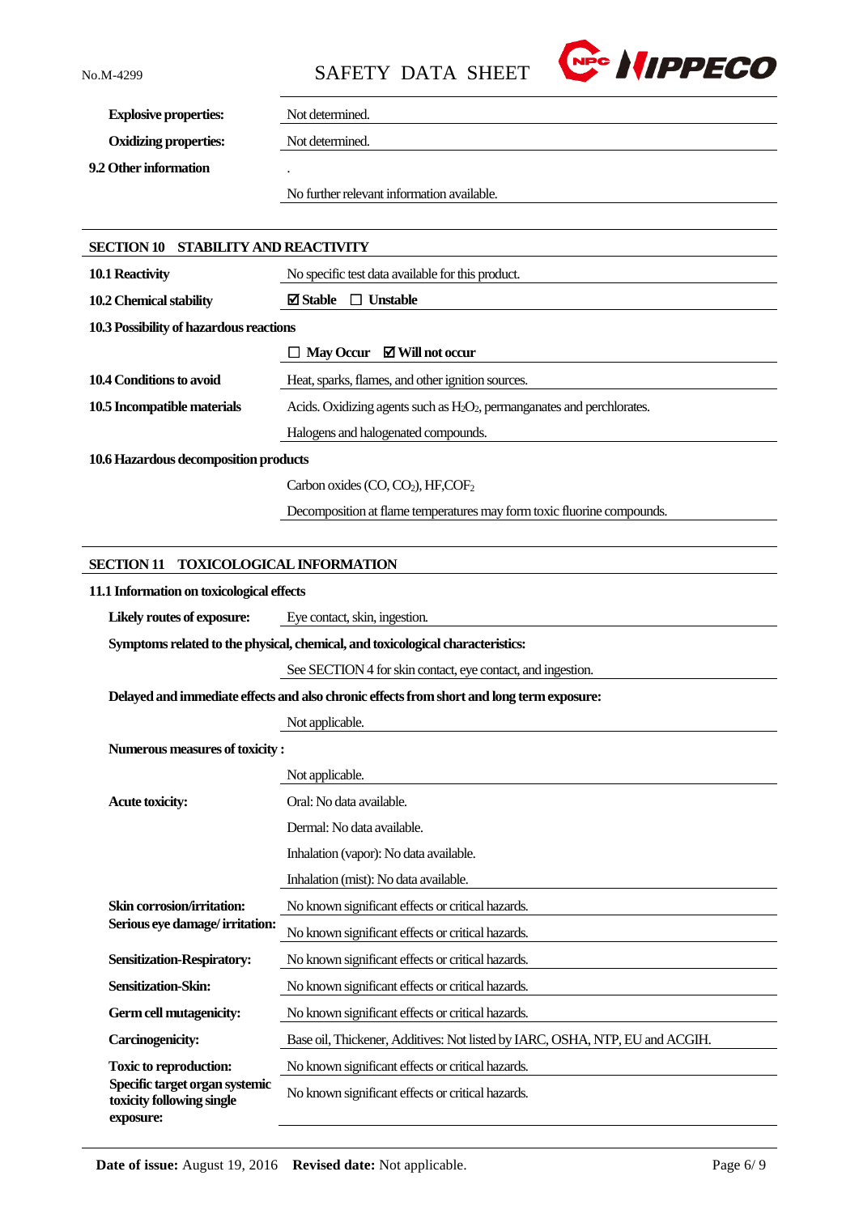| | |
|---|---|
| **Explosive properties:** | Not determined. |
| **Oxidizing properties:** | Not determined. |
| **9.2 Other information** | . |
| | No further relevant information available. |

## SECTION 10 STABILITY AND REACTIVITY

| | |
|---|---|
| **10.1 Reactivity** | No specific test data available for this product. |
| **10.2 Chemical stability** | ☑ **Stable** ☐ **Unstable** |
| **10.3 Possibility of hazardous reactions** | |
| | ☐ **May Occur** ☑ **Will not occur** |
| **10.4 Conditions to avoid** | Heat, sparks, flames, and other ignition sources. |
| **10.5 Incompatible materials** | Acids. Oxidizing agents such as $H_2O_2$, permanganates and perchlorates. |
| | Halogens and halogenated compounds. |
| **10.6 Hazardous decomposition products** | |
| | Carbon oxides (CO, $CO_2$), HF,$COF_2$ |
| | Decomposition at flame temperatures may form toxic fluorine compounds. |

## SECTION 11 TOXICOLOGICAL INFORMATION

**11.1 Information on toxicological effects**

| | |
|---|---|
| **Likely routes of exposure:** | Eye contact, skin, ingestion. |
| **Symptoms related to the physical, chemical, and toxicological characteristics:** | |
| | See SECTION 4 for skin contact, eye contact, and ingestion. |
| **Delayed and immediate effects and also chronic effects from short and long term exposure:** | |
| | Not applicable. |
| **Numerous measures of toxicity :** | |
| | Not applicable. |
| **Acute toxicity:** | Oral: No data available. |
| | Dermal: No data available. |
| | Inhalation (vapor): No data available. |
| | Inhalation (mist): No data available. |
| **Skin corrosion/irritation:** | No known significant effects or critical hazards. |
| **Serious eye damage/ irritation:** | No known significant effects or critical hazards. |
| **Sensitization-Respiratory:** | No known significant effects or critical hazards. |
| **Sensitization-Skin:** | No known significant effects or critical hazards. |
| **Germ cell mutagenicity:** | No known significant effects or critical hazards. |
| **Carcinogenicity:** | Base oil, Thickener, Additives: Not listed by IARC, OSHA, NTP, EU and ACGIH. |
| **Toxic to reproduction:** | No known significant effects or critical hazards. |
| **Specific target organ systemic toxicity following single exposure:** | No known significant effects or critical hazards. |

**Date of issue:** August 19, 2016 **Revised date:** Not applicable.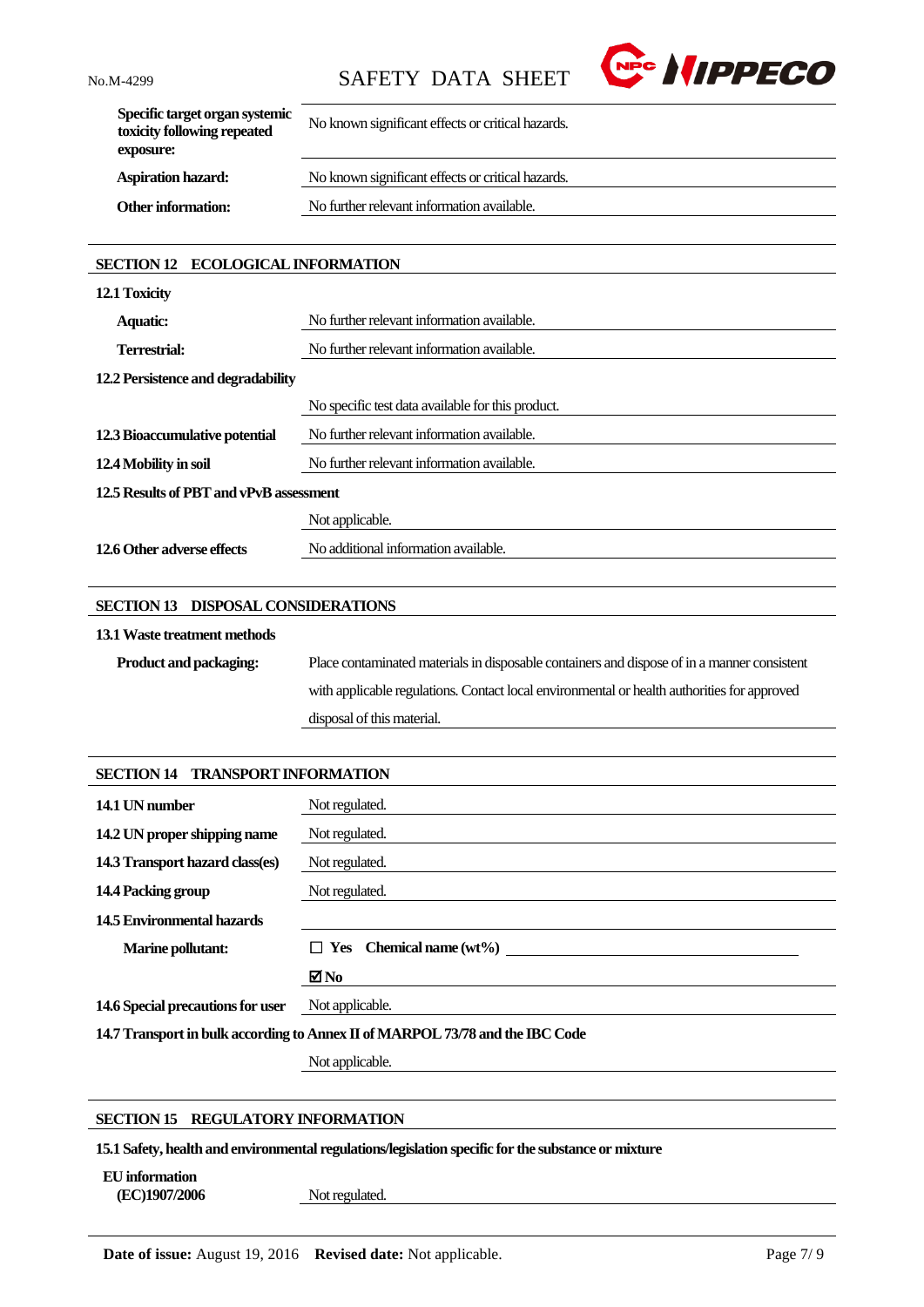| | |
|---|---|
| **Specific target organ systemic toxicity following repeated exposure:** | No known significant effects or critical hazards. |
| **Aspiration hazard:** | No known significant effects or critical hazards. |
| **Other information:** | No further relevant information available. |

## SECTION 12 ECOLOGICAL INFORMATION

**12.1 Toxicity**

| | |
|---|---|
| **Aquatic:** | No further relevant information available. |
| **Terrestrial:** | No further relevant information available. |

**12.2 Persistence and degradability**

No specific test data available for this product.

| | |
|---|---|
| **12.3 Bioaccumulative potential** | No further relevant information available. |
| **12.4 Mobility in soil** | No further relevant information available. |

**12.5 Results of PBT and vPvB assessment**

Not applicable.

| | |
|---|---|
| **12.6 Other adverse effects** | No additional information available. |

## SECTION 13 DISPOSAL CONSIDERATIONS

**13.1 Waste treatment methods**

| | |
|---|---|
| **Product and packaging:** | Place contaminated materials in disposable containers and dispose of in a manner consistent with applicable regulations. Contact local environmental or health authorities for approved disposal of this material. |

## SECTION 14 TRANSPORT INFORMATION

| | |
|---|---|
| **14.1 UN number** | Not regulated. |
| **14.2 UN proper shipping name** | Not regulated. |
| **14.3 Transport hazard class(es)** | Not regulated. |
| **14.4 Packing group** | Not regulated. |
| **14.5 Environmental hazards** | |
| **Marine pollutant:** | ☐ **Yes** **Chemical name (wt%)** \_\_\_\_\_\_\_\_ |
| | ☑ **No** |
| **14.6 Special precautions for user** | Not applicable. |

**14.7 Transport in bulk according to Annex II of MARPOL 73/78 and the IBC Code**

Not applicable.

## SECTION 15 REGULATORY INFORMATION

**15.1 Safety, health and environmental regulations/legislation specific for the substance or mixture**

| | |
|---|---|
| **EU information (EC)1907/2006** | Not regulated. |

**Date of issue:** August 19, 2016 **Revised date:** Not applicable.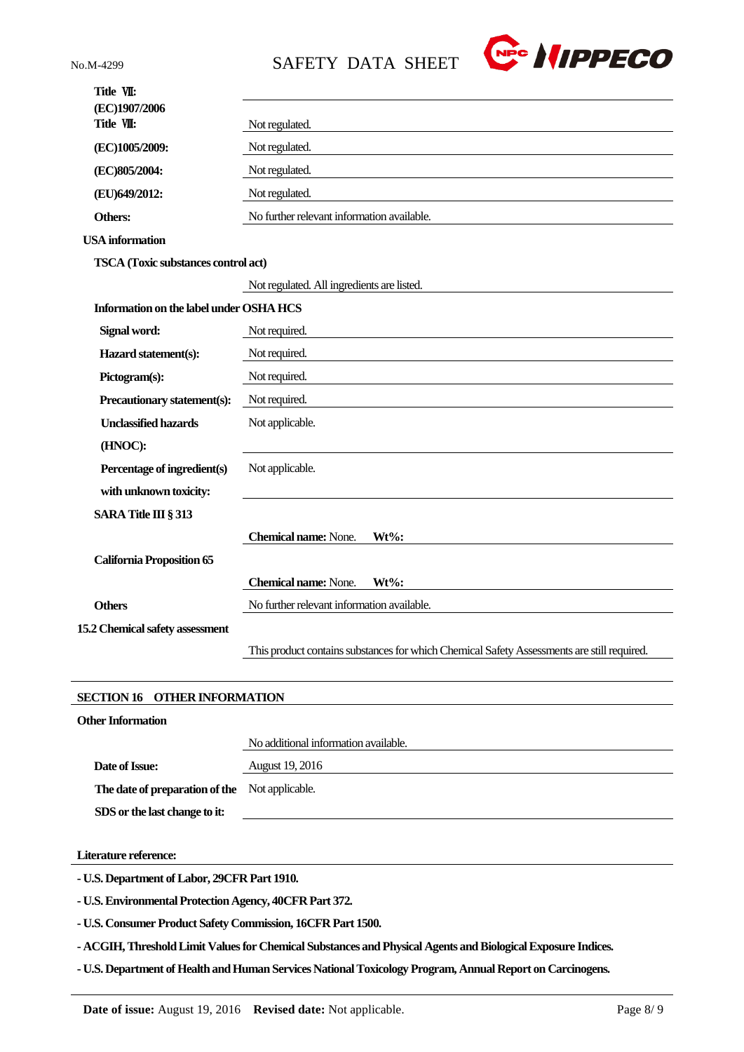| | |
|---|---|
| **Title Ⅶ: (EC)1907/2006 Title Ⅷ:** | Not regulated. |
| **(EC)1005/2009:** | Not regulated. |
| **(EC)805/2004:** | Not regulated. |
| **(EU)649/2012:** | Not regulated. |
| **Others:** | No further relevant information available. |

**USA information**

**TSCA (Toxic substances control act)**

Not regulated. All ingredients are listed.

**Information on the label under OSHA HCS**

| | |
|---|---|
| **Signal word:** | Not required. |
| **Hazard statement(s):** | Not required. |
| **Pictogram(s):** | Not required. |
| **Precautionary statement(s):** | Not required. |
| **Unclassified hazards (HNOC):** | Not applicable. |
| **Percentage of ingredient(s) with unknown toxicity:** | Not applicable. |

**SARA Title III § 313**

**Chemical name:** None. **Wt%:**

**California Proposition 65**

**Chemical name:** None. **Wt%:**

**Others** — No further relevant information available.

**15.2 Chemical safety assessment**

This product contains substances for which Chemical Safety Assessments are still required.

## SECTION 16 OTHER INFORMATION

**Other Information**

No additional information available.

| | |
|---|---|
| **Date of Issue:** | August 19, 2016 |
| **The date of preparation of the SDS or the last change to it:** | Not applicable. |

**Literature reference:**

- **U.S. Department of Labor, 29CFR Part 1910.**
- **U.S. Environmental Protection Agency, 40CFR Part 372.**
- **U.S. Consumer Product Safety Commission, 16CFR Part 1500.**
- **ACGIH, Threshold Limit Values for Chemical Substances and Physical Agents and Biological Exposure Indices.**
- **U.S. Department of Health and Human Services National Toxicology Program, Annual Report on Carcinogens.**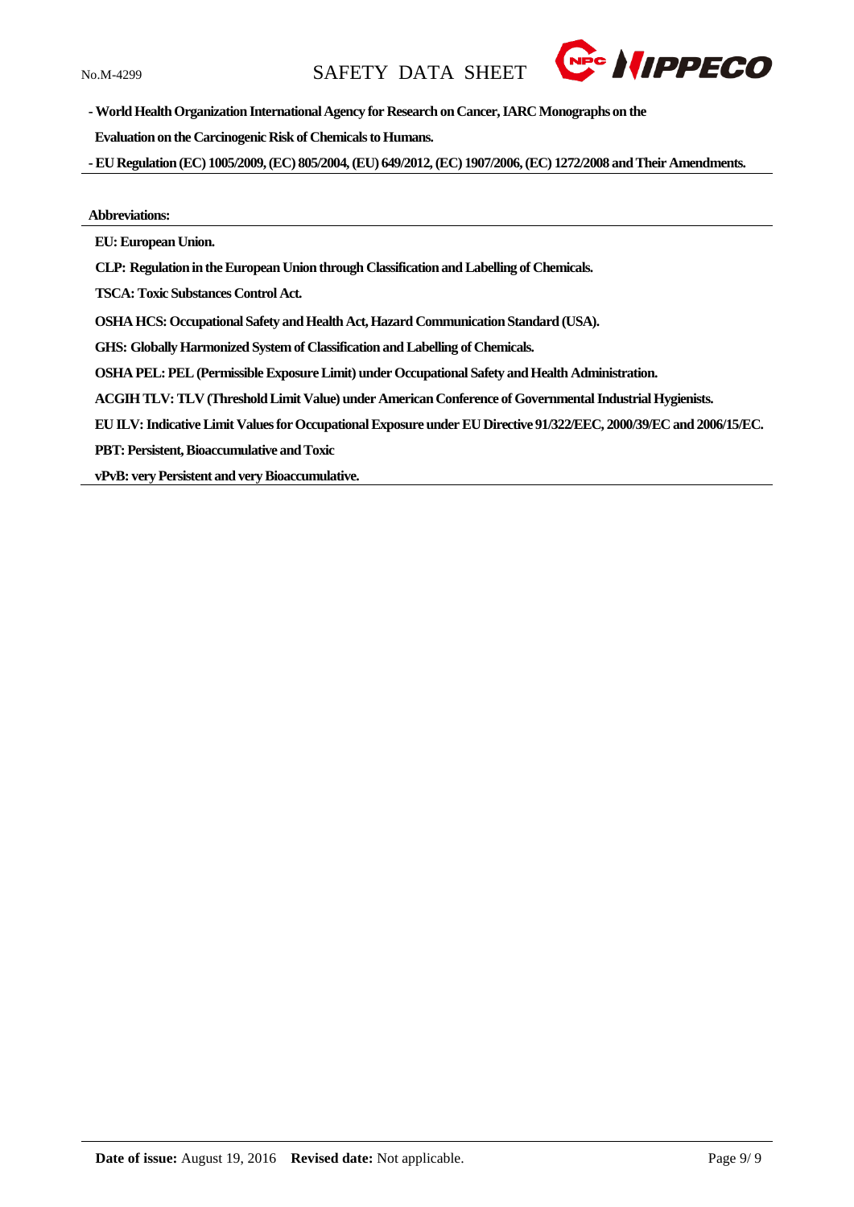**- World Health Organization International Agency for Research on Cancer, IARC Monographs on the Evaluation on the Carcinogenic Risk of Chemicals to Humans.**

**- EU Regulation (EC) 1005/2009, (EC) 805/2004, (EU) 649/2012, (EC) 1907/2006, (EC) 1272/2008 and Their Amendments.**

**Abbreviations:**

**EU: European Union.**

**CLP: Regulation in the European Union through Classification and Labelling of Chemicals.**

**TSCA: Toxic Substances Control Act.**

**OSHA HCS: Occupational Safety and Health Act, Hazard Communication Standard (USA).**

**GHS: Globally Harmonized System of Classification and Labelling of Chemicals.**

**OSHA PEL: PEL (Permissible Exposure Limit) under Occupational Safety and Health Administration.**

**ACGIH TLV: TLV (Threshold Limit Value) under American Conference of Governmental Industrial Hygienists.**

**EU ILV: Indicative Limit Values for Occupational Exposure under EU Directive 91/322/EEC, 2000/39/EC and 2006/15/EC.**

**PBT: Persistent, Bioaccumulative and Toxic**

**vPvB: very Persistent and very Bioaccumulative.**

**Date of issue:** August 19, 2016 **Revised date:** Not applicable.